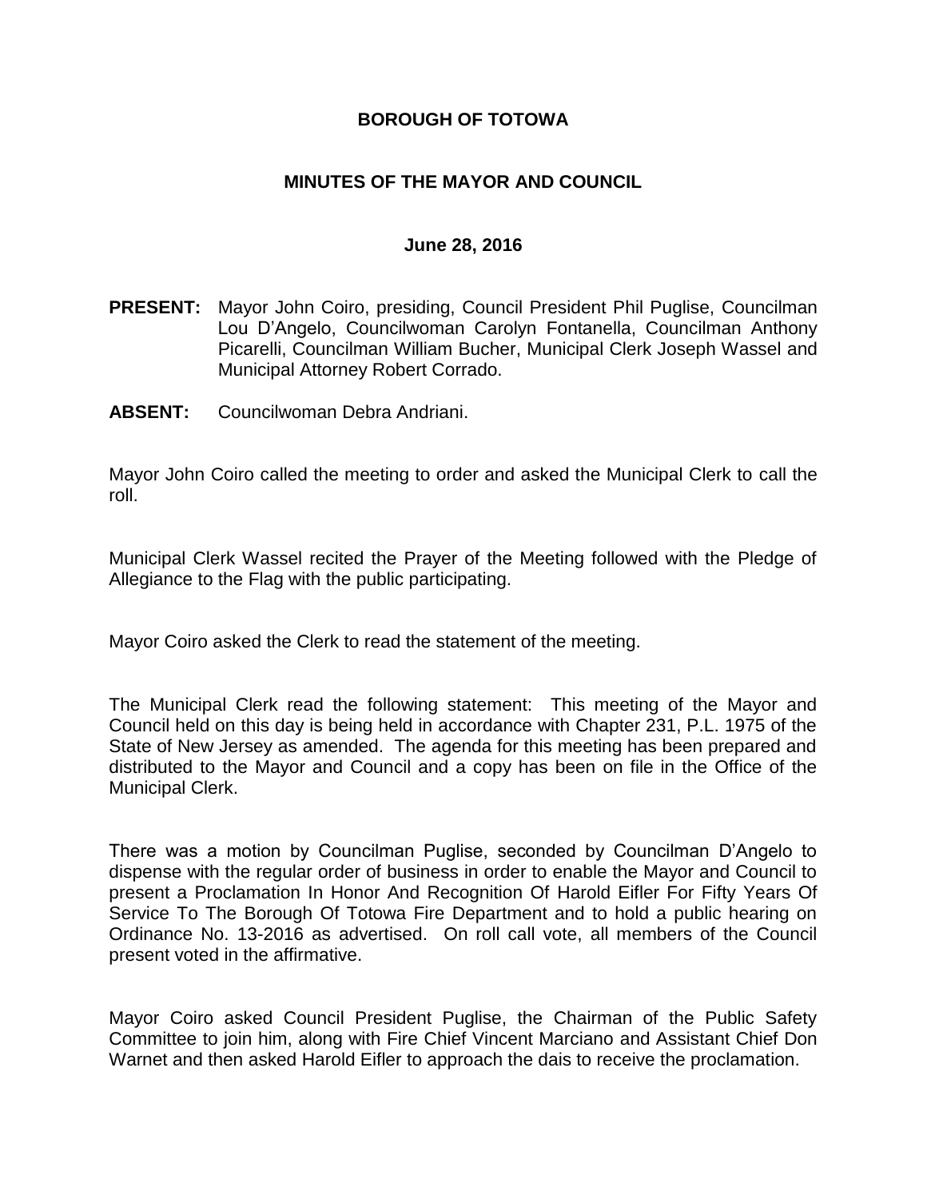# BOROUGH OF TOTOWA

## MINUTES OF THE MAYOR AND COUNCIL

### June 28, 2016

**PRESENT:** Mayor John Coiro, presiding, Council President Phil Puglise, Councilman Lou D'Angelo, Councilwoman Carolyn Fontanella, Councilman Anthony Picarelli, Councilman William Bucher, Municipal Clerk Joseph Wassel and Municipal Attorney Robert Corrado.

**ABSENT:** Councilwoman Debra Andriani.

Mayor John Coiro called the meeting to order and asked the Municipal Clerk to call the roll.

Municipal Clerk Wassel recited the Prayer of the Meeting followed with the Pledge of Allegiance to the Flag with the public participating.

Mayor Coiro asked the Clerk to read the statement of the meeting.

The Municipal Clerk read the following statement: This meeting of the Mayor and Council held on this day is being held in accordance with Chapter 231, P.L. 1975 of the State of New Jersey as amended. The agenda for this meeting has been prepared and distributed to the Mayor and Council and a copy has been on file in the Office of the Municipal Clerk.

There was a motion by Councilman Puglise, seconded by Councilman D'Angelo to dispense with the regular order of business in order to enable the Mayor and Council to present a Proclamation In Honor And Recognition Of Harold Eifler For Fifty Years Of Service To The Borough Of Totowa Fire Department and to hold a public hearing on Ordinance No. 13-2016 as advertised. On roll call vote, all members of the Council present voted in the affirmative.

Mayor Coiro asked Council President Puglise, the Chairman of the Public Safety Committee to join him, along with Fire Chief Vincent Marciano and Assistant Chief Don Warnet and then asked Harold Eifler to approach the dais to receive the proclamation.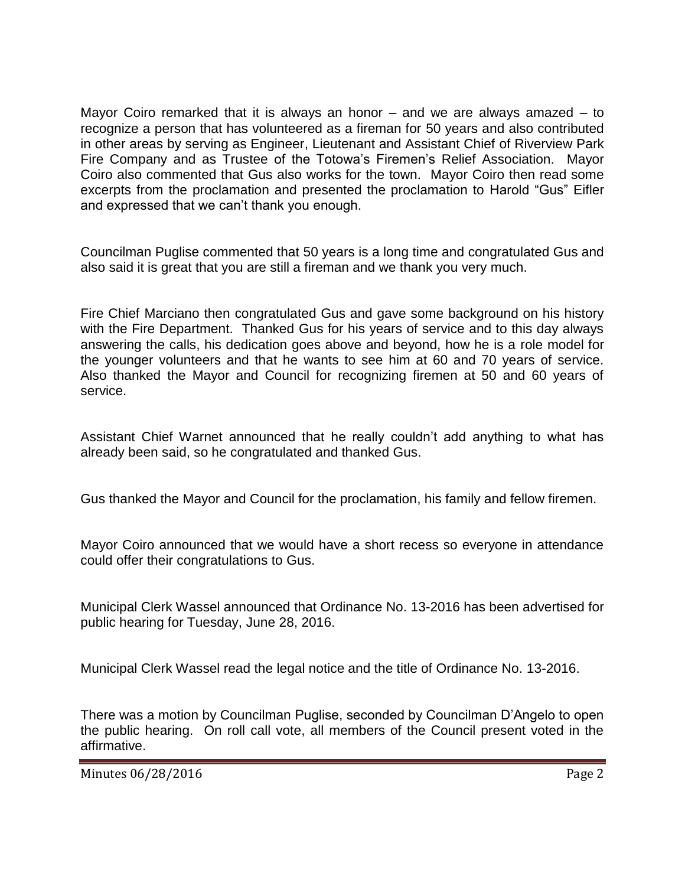Mayor Coiro remarked that it is always an honor – and we are always amazed – to recognize a person that has volunteered as a fireman for 50 years and also contributed in other areas by serving as Engineer, Lieutenant and Assistant Chief of Riverview Park Fire Company and as Trustee of the Totowa's Firemen's Relief Association. Mayor Coiro also commented that Gus also works for the town. Mayor Coiro then read some excerpts from the proclamation and presented the proclamation to Harold "Gus" Eifler and expressed that we can't thank you enough.

Councilman Puglise commented that 50 years is a long time and congratulated Gus and also said it is great that you are still a fireman and we thank you very much.

Fire Chief Marciano then congratulated Gus and gave some background on his history with the Fire Department. Thanked Gus for his years of service and to this day always answering the calls, his dedication goes above and beyond, how he is a role model for the younger volunteers and that he wants to see him at 60 and 70 years of service. Also thanked the Mayor and Council for recognizing firemen at 50 and 60 years of service.

Assistant Chief Warnet announced that he really couldn't add anything to what has already been said, so he congratulated and thanked Gus.

Gus thanked the Mayor and Council for the proclamation, his family and fellow firemen.

Mayor Coiro announced that we would have a short recess so everyone in attendance could offer their congratulations to Gus.

Municipal Clerk Wassel announced that Ordinance No. 13-2016 has been advertised for public hearing for Tuesday, June 28, 2016.

Municipal Clerk Wassel read the legal notice and the title of Ordinance No. 13-2016.

There was a motion by Councilman Puglise, seconded by Councilman D'Angelo to open the public hearing. On roll call vote, all members of the Council present voted in the affirmative.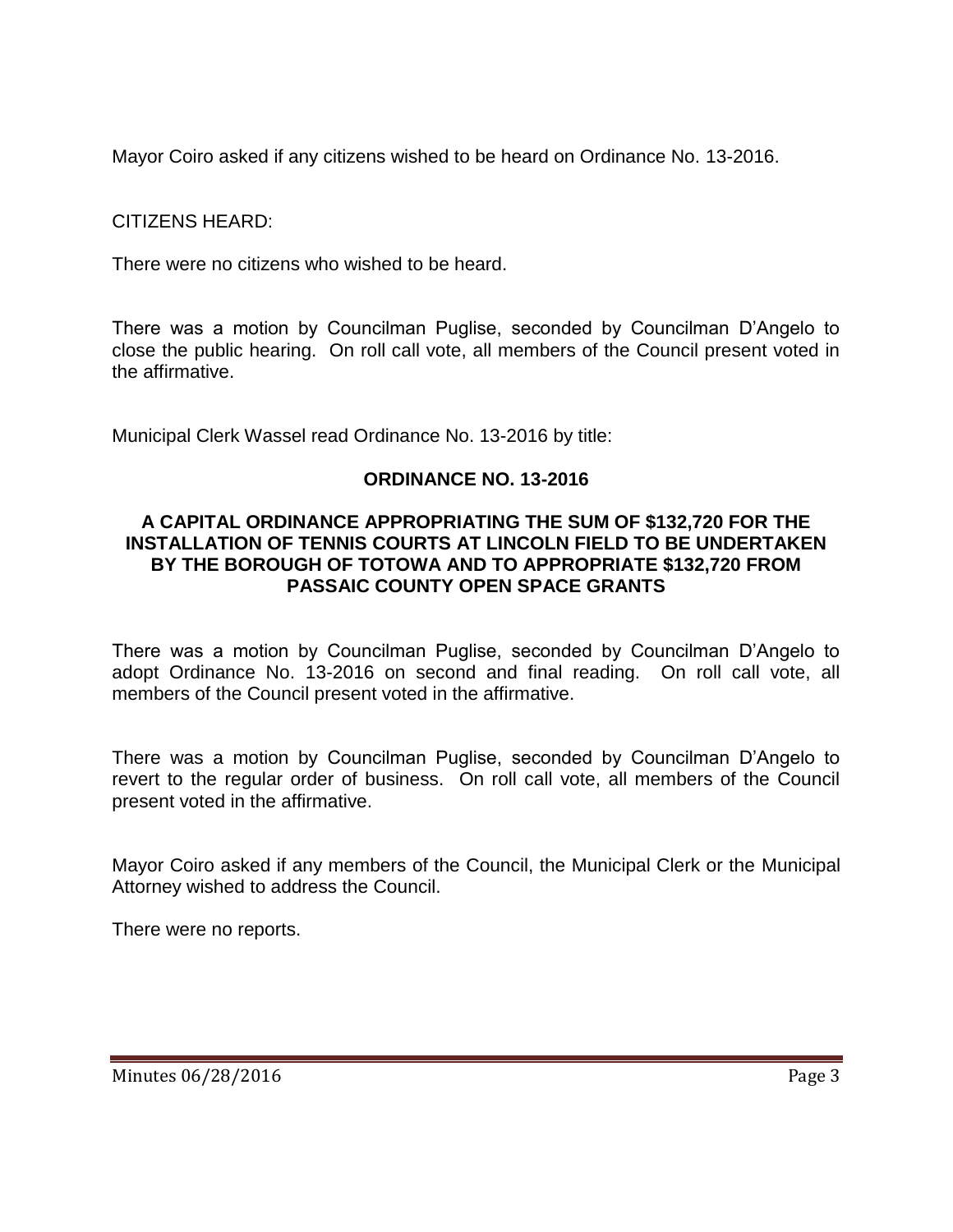Mayor Coiro asked if any citizens wished to be heard on Ordinance No. 13-2016.

CITIZENS HEARD:

There were no citizens who wished to be heard.

There was a motion by Councilman Puglise, seconded by Councilman D'Angelo to close the public hearing. On roll call vote, all members of the Council present voted in the affirmative.

Municipal Clerk Wassel read Ordinance No. 13-2016 by title:

**ORDINANCE NO. 13-2016**

**A CAPITAL ORDINANCE APPROPRIATING THE SUM OF $132,720 FOR THE INSTALLATION OF TENNIS COURTS AT LINCOLN FIELD TO BE UNDERTAKEN BY THE BOROUGH OF TOTOWA AND TO APPROPRIATE $132,720 FROM PASSAIC COUNTY OPEN SPACE GRANTS**

There was a motion by Councilman Puglise, seconded by Councilman D'Angelo to adopt Ordinance No. 13-2016 on second and final reading. On roll call vote, all members of the Council present voted in the affirmative.

There was a motion by Councilman Puglise, seconded by Councilman D'Angelo to revert to the regular order of business. On roll call vote, all members of the Council present voted in the affirmative.

Mayor Coiro asked if any members of the Council, the Municipal Clerk or the Municipal Attorney wished to address the Council.

There were no reports.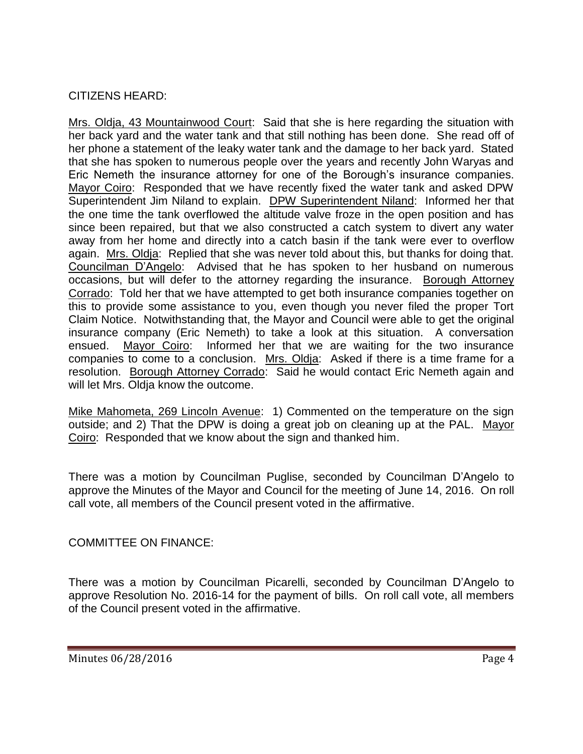CITIZENS HEARD:

Mrs. Oldja, 43 Mountainwood Court: Said that she is here regarding the situation with her back yard and the water tank and that still nothing has been done. She read off of her phone a statement of the leaky water tank and the damage to her back yard. Stated that she has spoken to numerous people over the years and recently John Waryas and Eric Nemeth the insurance attorney for one of the Borough's insurance companies. Mayor Coiro: Responded that we have recently fixed the water tank and asked DPW Superintendent Jim Niland to explain. DPW Superintendent Niland: Informed her that the one time the tank overflowed the altitude valve froze in the open position and has since been repaired, but that we also constructed a catch system to divert any water away from her home and directly into a catch basin if the tank were ever to overflow again. Mrs. Oldja: Replied that she was never told about this, but thanks for doing that. Councilman D'Angelo: Advised that he has spoken to her husband on numerous occasions, but will defer to the attorney regarding the insurance. Borough Attorney Corrado: Told her that we have attempted to get both insurance companies together on this to provide some assistance to you, even though you never filed the proper Tort Claim Notice. Notwithstanding that, the Mayor and Council were able to get the original insurance company (Eric Nemeth) to take a look at this situation. A conversation ensued. Mayor Coiro: Informed her that we are waiting for the two insurance companies to come to a conclusion. Mrs. Oldja: Asked if there is a time frame for a resolution. Borough Attorney Corrado: Said he would contact Eric Nemeth again and will let Mrs. Oldja know the outcome.

Mike Mahometa, 269 Lincoln Avenue: 1) Commented on the temperature on the sign outside; and 2) That the DPW is doing a great job on cleaning up at the PAL. Mayor Coiro: Responded that we know about the sign and thanked him.

There was a motion by Councilman Puglise, seconded by Councilman D'Angelo to approve the Minutes of the Mayor and Council for the meeting of June 14, 2016. On roll call vote, all members of the Council present voted in the affirmative.

COMMITTEE ON FINANCE:

There was a motion by Councilman Picarelli, seconded by Councilman D'Angelo to approve Resolution No. 2016-14 for the payment of bills. On roll call vote, all members of the Council present voted in the affirmative.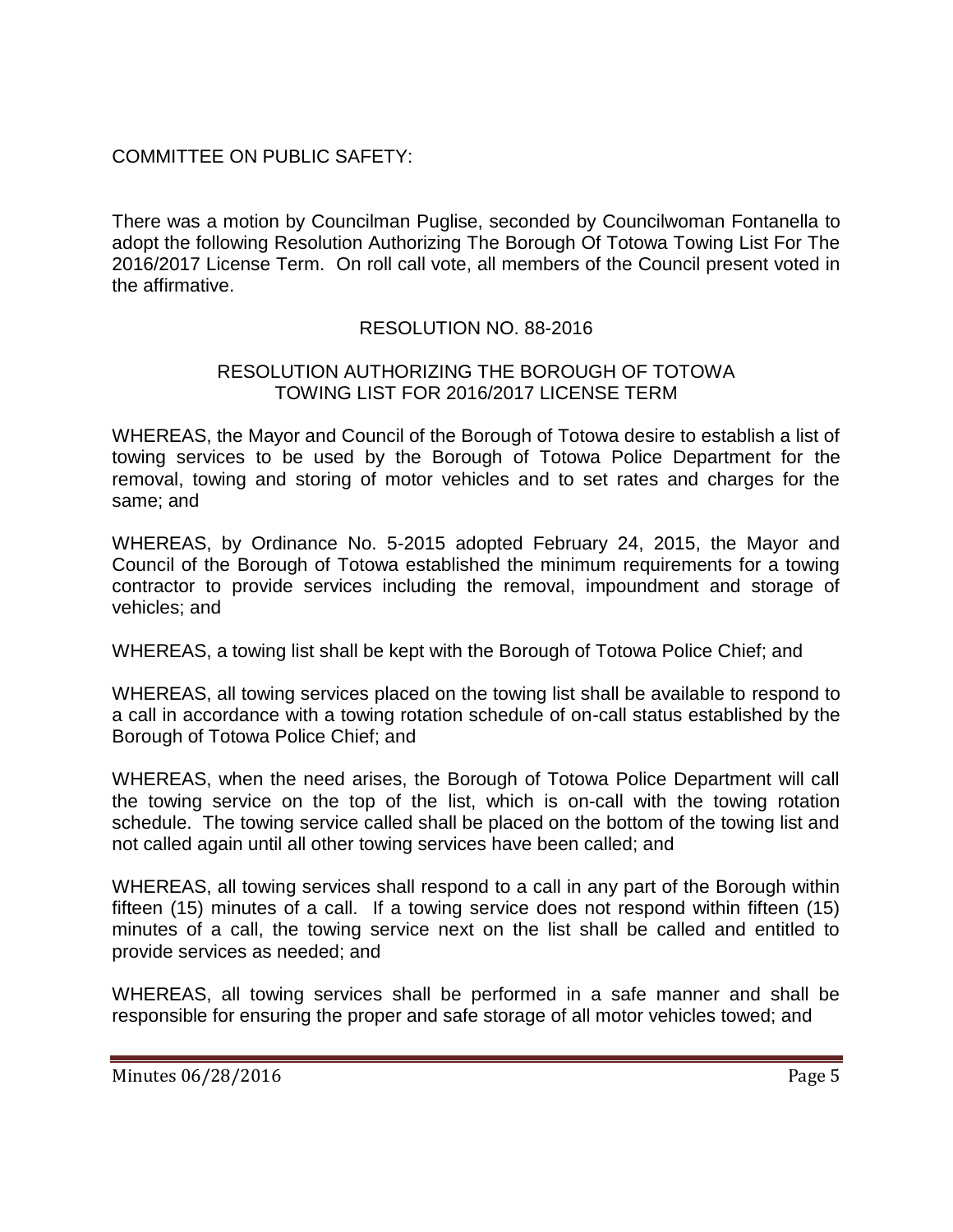COMMITTEE ON PUBLIC SAFETY:

There was a motion by Councilman Puglise, seconded by Councilwoman Fontanella to adopt the following Resolution Authorizing The Borough Of Totowa Towing List For The 2016/2017 License Term. On roll call vote, all members of the Council present voted in the affirmative.

RESOLUTION NO. 88-2016

RESOLUTION AUTHORIZING THE BOROUGH OF TOTOWA TOWING LIST FOR 2016/2017 LICENSE TERM

WHEREAS, the Mayor and Council of the Borough of Totowa desire to establish a list of towing services to be used by the Borough of Totowa Police Department for the removal, towing and storing of motor vehicles and to set rates and charges for the same; and

WHEREAS, by Ordinance No. 5-2015 adopted February 24, 2015, the Mayor and Council of the Borough of Totowa established the minimum requirements for a towing contractor to provide services including the removal, impoundment and storage of vehicles; and

WHEREAS, a towing list shall be kept with the Borough of Totowa Police Chief; and

WHEREAS, all towing services placed on the towing list shall be available to respond to a call in accordance with a towing rotation schedule of on-call status established by the Borough of Totowa Police Chief; and

WHEREAS, when the need arises, the Borough of Totowa Police Department will call the towing service on the top of the list, which is on-call with the towing rotation schedule. The towing service called shall be placed on the bottom of the towing list and not called again until all other towing services have been called; and

WHEREAS, all towing services shall respond to a call in any part of the Borough within fifteen (15) minutes of a call. If a towing service does not respond within fifteen (15) minutes of a call, the towing service next on the list shall be called and entitled to provide services as needed; and

WHEREAS, all towing services shall be performed in a safe manner and shall be responsible for ensuring the proper and safe storage of all motor vehicles towed; and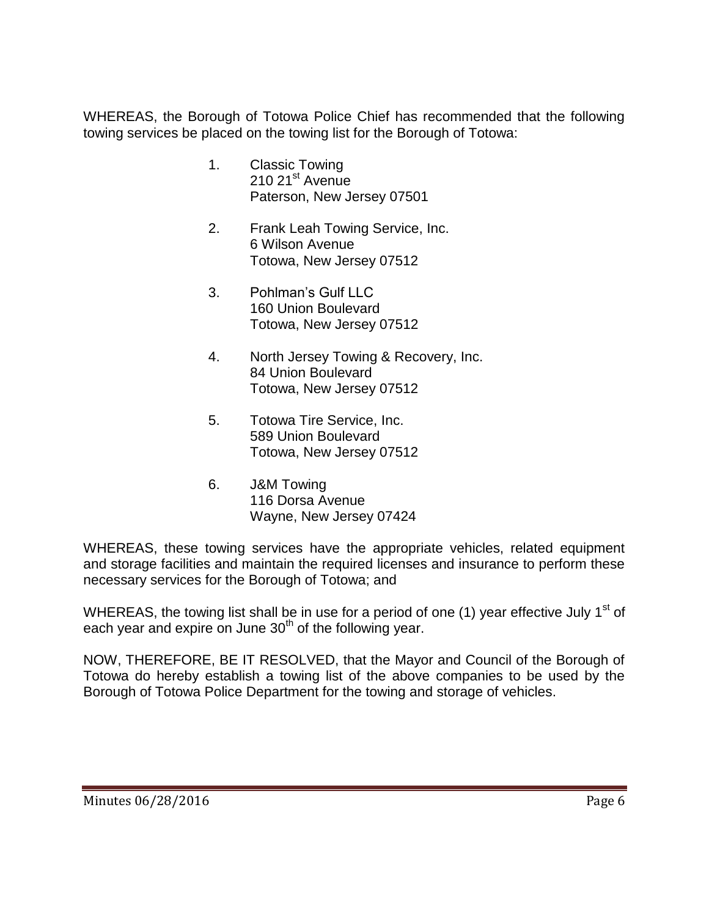WHEREAS, the Borough of Totowa Police Chief has recommended that the following towing services be placed on the towing list for the Borough of Totowa:

1. Classic Towing
   210 21st Avenue
   Paterson, New Jersey 07501

2. Frank Leah Towing Service, Inc.
   6 Wilson Avenue
   Totowa, New Jersey 07512

3. Pohlman's Gulf LLC
   160 Union Boulevard
   Totowa, New Jersey 07512

4. North Jersey Towing & Recovery, Inc.
   84 Union Boulevard
   Totowa, New Jersey 07512

5. Totowa Tire Service, Inc.
   589 Union Boulevard
   Totowa, New Jersey 07512

6. J&M Towing
   116 Dorsa Avenue
   Wayne, New Jersey 07424

WHEREAS, these towing services have the appropriate vehicles, related equipment and storage facilities and maintain the required licenses and insurance to perform these necessary services for the Borough of Totowa; and

WHEREAS, the towing list shall be in use for a period of one (1) year effective July 1st of each year and expire on June 30th of the following year.

NOW, THEREFORE, BE IT RESOLVED, that the Mayor and Council of the Borough of Totowa do hereby establish a towing list of the above companies to be used by the Borough of Totowa Police Department for the towing and storage of vehicles.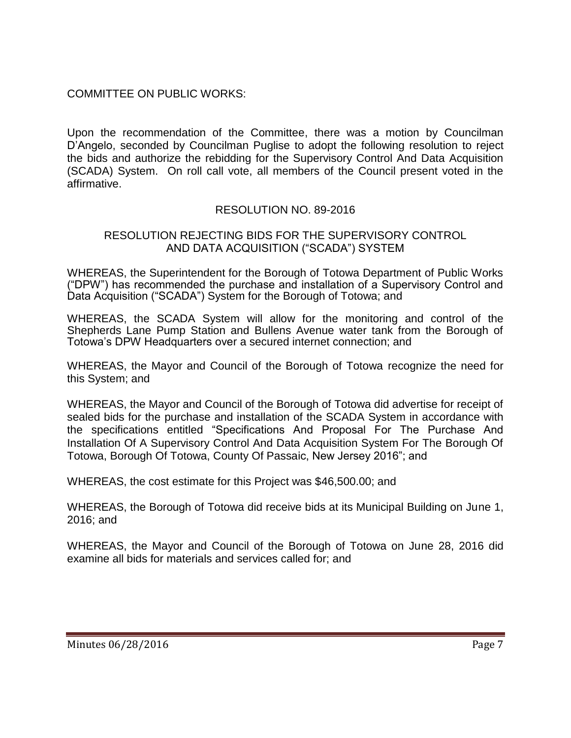COMMITTEE ON PUBLIC WORKS:

Upon the recommendation of the Committee, there was a motion by Councilman D'Angelo, seconded by Councilman Puglise to adopt the following resolution to reject the bids and authorize the rebidding for the Supervisory Control And Data Acquisition (SCADA) System. On roll call vote, all members of the Council present voted in the affirmative.

RESOLUTION NO. 89-2016

RESOLUTION REJECTING BIDS FOR THE SUPERVISORY CONTROL AND DATA ACQUISITION ("SCADA") SYSTEM

WHEREAS, the Superintendent for the Borough of Totowa Department of Public Works ("DPW") has recommended the purchase and installation of a Supervisory Control and Data Acquisition ("SCADA") System for the Borough of Totowa; and

WHEREAS, the SCADA System will allow for the monitoring and control of the Shepherds Lane Pump Station and Bullens Avenue water tank from the Borough of Totowa's DPW Headquarters over a secured internet connection; and

WHEREAS, the Mayor and Council of the Borough of Totowa recognize the need for this System; and

WHEREAS, the Mayor and Council of the Borough of Totowa did advertise for receipt of sealed bids for the purchase and installation of the SCADA System in accordance with the specifications entitled "Specifications And Proposal For The Purchase And Installation Of A Supervisory Control And Data Acquisition System For The Borough Of Totowa, Borough Of Totowa, County Of Passaic, New Jersey 2016"; and

WHEREAS, the cost estimate for this Project was $46,500.00; and

WHEREAS, the Borough of Totowa did receive bids at its Municipal Building on June 1, 2016; and

WHEREAS, the Mayor and Council of the Borough of Totowa on June 28, 2016 did examine all bids for materials and services called for; and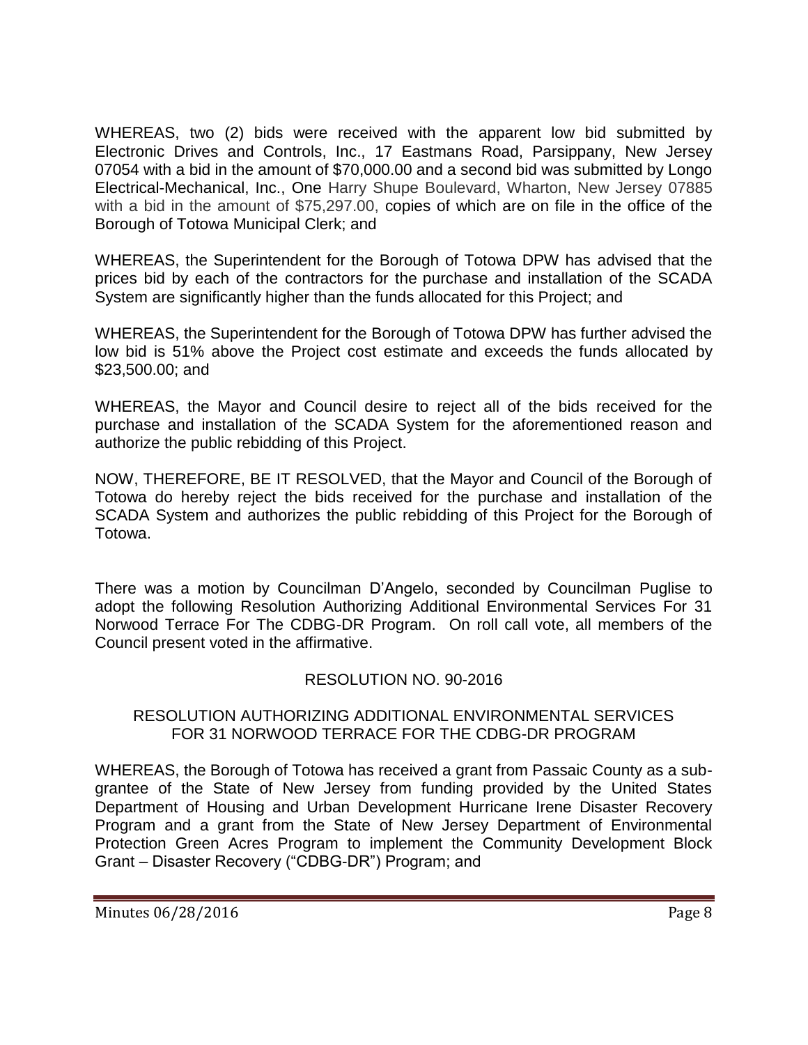WHEREAS, two (2) bids were received with the apparent low bid submitted by Electronic Drives and Controls, Inc., 17 Eastmans Road, Parsippany, New Jersey 07054 with a bid in the amount of $70,000.00 and a second bid was submitted by Longo Electrical-Mechanical, Inc., One Harry Shupe Boulevard, Wharton, New Jersey 07885 with a bid in the amount of $75,297.00, copies of which are on file in the office of the Borough of Totowa Municipal Clerk; and

WHEREAS, the Superintendent for the Borough of Totowa DPW has advised that the prices bid by each of the contractors for the purchase and installation of the SCADA System are significantly higher than the funds allocated for this Project; and

WHEREAS, the Superintendent for the Borough of Totowa DPW has further advised the low bid is 51% above the Project cost estimate and exceeds the funds allocated by $23,500.00; and

WHEREAS, the Mayor and Council desire to reject all of the bids received for the purchase and installation of the SCADA System for the aforementioned reason and authorize the public rebidding of this Project.

NOW, THEREFORE, BE IT RESOLVED, that the Mayor and Council of the Borough of Totowa do hereby reject the bids received for the purchase and installation of the SCADA System and authorizes the public rebidding of this Project for the Borough of Totowa.

There was a motion by Councilman D'Angelo, seconded by Councilman Puglise to adopt the following Resolution Authorizing Additional Environmental Services For 31 Norwood Terrace For The CDBG-DR Program. On roll call vote, all members of the Council present voted in the affirmative.

RESOLUTION NO. 90-2016

RESOLUTION AUTHORIZING ADDITIONAL ENVIRONMENTAL SERVICES FOR 31 NORWOOD TERRACE FOR THE CDBG-DR PROGRAM

WHEREAS, the Borough of Totowa has received a grant from Passaic County as a sub-grantee of the State of New Jersey from funding provided by the United States Department of Housing and Urban Development Hurricane Irene Disaster Recovery Program and a grant from the State of New Jersey Department of Environmental Protection Green Acres Program to implement the Community Development Block Grant – Disaster Recovery ("CDBG-DR") Program; and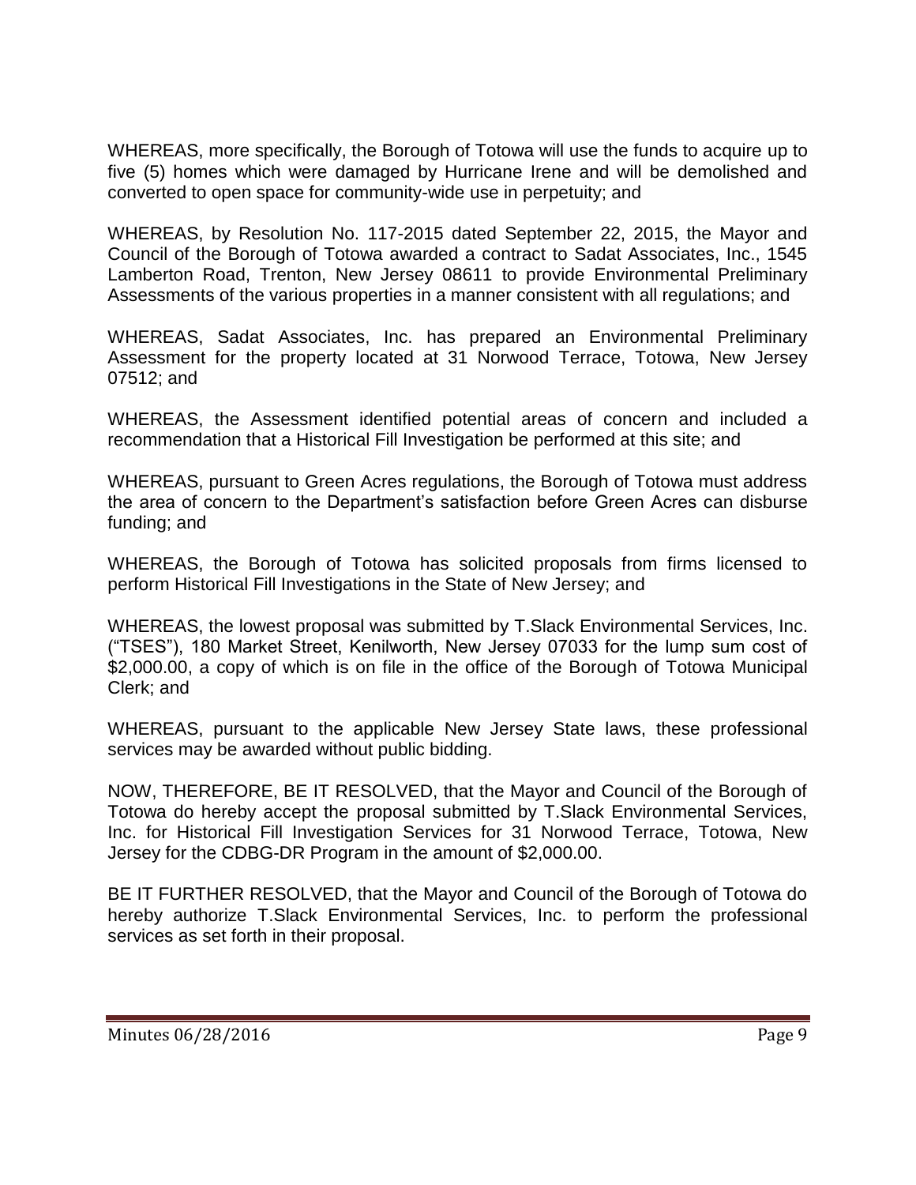WHEREAS, more specifically, the Borough of Totowa will use the funds to acquire up to five (5) homes which were damaged by Hurricane Irene and will be demolished and converted to open space for community-wide use in perpetuity; and

WHEREAS, by Resolution No. 117-2015 dated September 22, 2015, the Mayor and Council of the Borough of Totowa awarded a contract to Sadat Associates, Inc., 1545 Lamberton Road, Trenton, New Jersey 08611 to provide Environmental Preliminary Assessments of the various properties in a manner consistent with all regulations; and

WHEREAS, Sadat Associates, Inc. has prepared an Environmental Preliminary Assessment for the property located at 31 Norwood Terrace, Totowa, New Jersey 07512; and

WHEREAS, the Assessment identified potential areas of concern and included a recommendation that a Historical Fill Investigation be performed at this site; and

WHEREAS, pursuant to Green Acres regulations, the Borough of Totowa must address the area of concern to the Department's satisfaction before Green Acres can disburse funding; and

WHEREAS, the Borough of Totowa has solicited proposals from firms licensed to perform Historical Fill Investigations in the State of New Jersey; and

WHEREAS, the lowest proposal was submitted by T.Slack Environmental Services, Inc. ("TSES"), 180 Market Street, Kenilworth, New Jersey 07033 for the lump sum cost of $2,000.00, a copy of which is on file in the office of the Borough of Totowa Municipal Clerk; and

WHEREAS, pursuant to the applicable New Jersey State laws, these professional services may be awarded without public bidding.

NOW, THEREFORE, BE IT RESOLVED, that the Mayor and Council of the Borough of Totowa do hereby accept the proposal submitted by T.Slack Environmental Services, Inc. for Historical Fill Investigation Services for 31 Norwood Terrace, Totowa, New Jersey for the CDBG-DR Program in the amount of $2,000.00.

BE IT FURTHER RESOLVED, that the Mayor and Council of the Borough of Totowa do hereby authorize T.Slack Environmental Services, Inc. to perform the professional services as set forth in their proposal.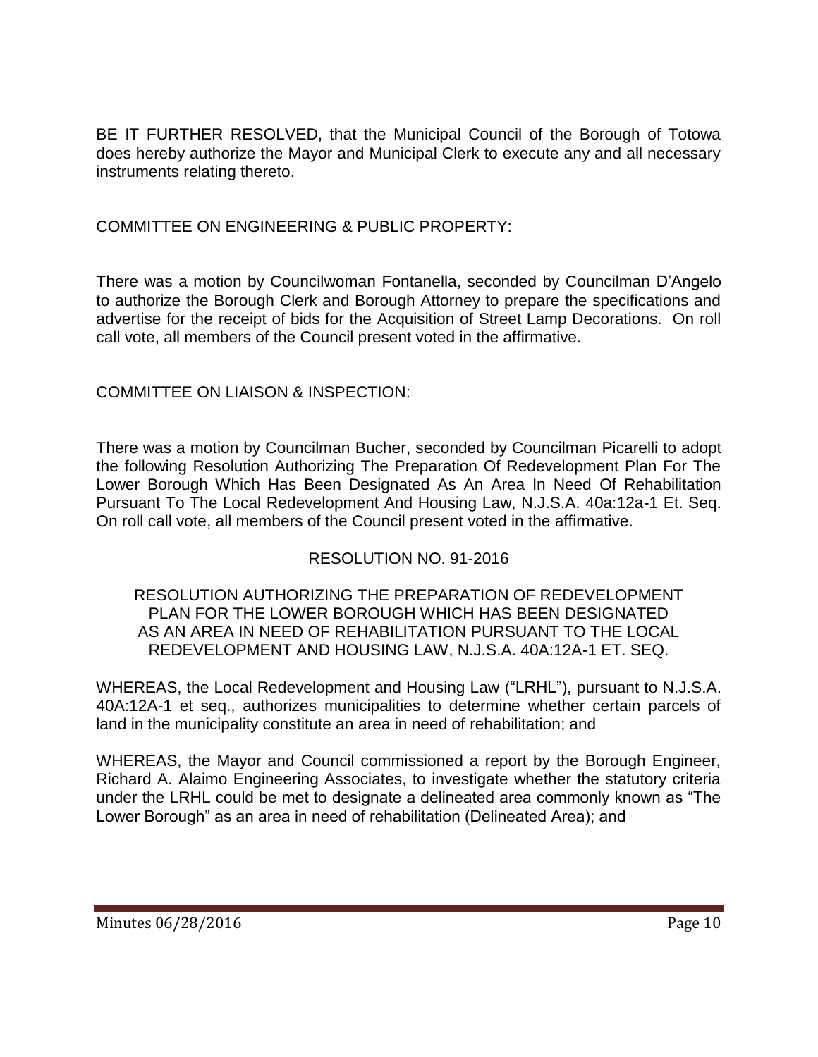BE IT FURTHER RESOLVED, that the Municipal Council of the Borough of Totowa does hereby authorize the Mayor and Municipal Clerk to execute any and all necessary instruments relating thereto.

COMMITTEE ON ENGINEERING & PUBLIC PROPERTY:

There was a motion by Councilwoman Fontanella, seconded by Councilman D'Angelo to authorize the Borough Clerk and Borough Attorney to prepare the specifications and advertise for the receipt of bids for the Acquisition of Street Lamp Decorations. On roll call vote, all members of the Council present voted in the affirmative.

COMMITTEE ON LIAISON & INSPECTION:

There was a motion by Councilman Bucher, seconded by Councilman Picarelli to adopt the following Resolution Authorizing The Preparation Of Redevelopment Plan For The Lower Borough Which Has Been Designated As An Area In Need Of Rehabilitation Pursuant To The Local Redevelopment And Housing Law, N.J.S.A. 40a:12a-1 Et. Seq. On roll call vote, all members of the Council present voted in the affirmative.

RESOLUTION NO. 91-2016

RESOLUTION AUTHORIZING THE PREPARATION OF REDEVELOPMENT PLAN FOR THE LOWER BOROUGH WHICH HAS BEEN DESIGNATED AS AN AREA IN NEED OF REHABILITATION PURSUANT TO THE LOCAL REDEVELOPMENT AND HOUSING LAW, N.J.S.A. 40A:12A-1 ET. SEQ.

WHEREAS, the Local Redevelopment and Housing Law ("LRHL"), pursuant to N.J.S.A. 40A:12A-1 et seq., authorizes municipalities to determine whether certain parcels of land in the municipality constitute an area in need of rehabilitation; and

WHEREAS, the Mayor and Council commissioned a report by the Borough Engineer, Richard A. Alaimo Engineering Associates, to investigate whether the statutory criteria under the LRHL could be met to designate a delineated area commonly known as "The Lower Borough" as an area in need of rehabilitation (Delineated Area); and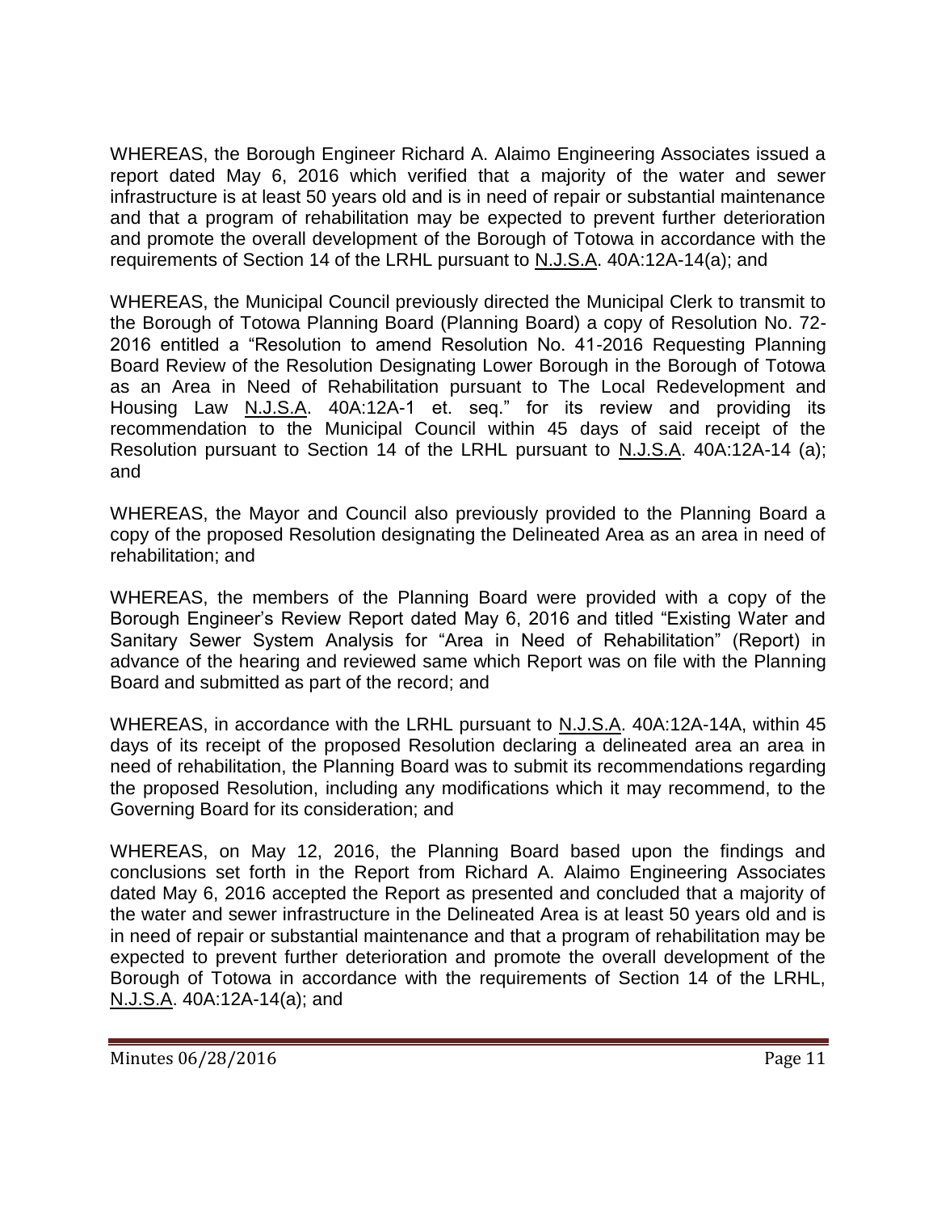WHEREAS, the Borough Engineer Richard A. Alaimo Engineering Associates issued a report dated May 6, 2016 which verified that a majority of the water and sewer infrastructure is at least 50 years old and is in need of repair or substantial maintenance and that a program of rehabilitation may be expected to prevent further deterioration and promote the overall development of the Borough of Totowa in accordance with the requirements of Section 14 of the LRHL pursuant to N.J.S.A. 40A:12A-14(a); and

WHEREAS, the Municipal Council previously directed the Municipal Clerk to transmit to the Borough of Totowa Planning Board (Planning Board) a copy of Resolution No. 72-2016 entitled a "Resolution to amend Resolution No. 41-2016 Requesting Planning Board Review of the Resolution Designating Lower Borough in the Borough of Totowa as an Area in Need of Rehabilitation pursuant to The Local Redevelopment and Housing Law N.J.S.A. 40A:12A-1 et. seq." for its review and providing its recommendation to the Municipal Council within 45 days of said receipt of the Resolution pursuant to Section 14 of the LRHL pursuant to N.J.S.A. 40A:12A-14 (a); and

WHEREAS, the Mayor and Council also previously provided to the Planning Board a copy of the proposed Resolution designating the Delineated Area as an area in need of rehabilitation; and

WHEREAS, the members of the Planning Board were provided with a copy of the Borough Engineer's Review Report dated May 6, 2016 and titled "Existing Water and Sanitary Sewer System Analysis for "Area in Need of Rehabilitation" (Report) in advance of the hearing and reviewed same which Report was on file with the Planning Board and submitted as part of the record; and

WHEREAS, in accordance with the LRHL pursuant to N.J.S.A. 40A:12A-14A, within 45 days of its receipt of the proposed Resolution declaring a delineated area an area in need of rehabilitation, the Planning Board was to submit its recommendations regarding the proposed Resolution, including any modifications which it may recommend, to the Governing Board for its consideration; and

WHEREAS, on May 12, 2016, the Planning Board based upon the findings and conclusions set forth in the Report from Richard A. Alaimo Engineering Associates dated May 6, 2016 accepted the Report as presented and concluded that a majority of the water and sewer infrastructure in the Delineated Area is at least 50 years old and is in need of repair or substantial maintenance and that a program of rehabilitation may be expected to prevent further deterioration and promote the overall development of the Borough of Totowa in accordance with the requirements of Section 14 of the LRHL, N.J.S.A. 40A:12A-14(a); and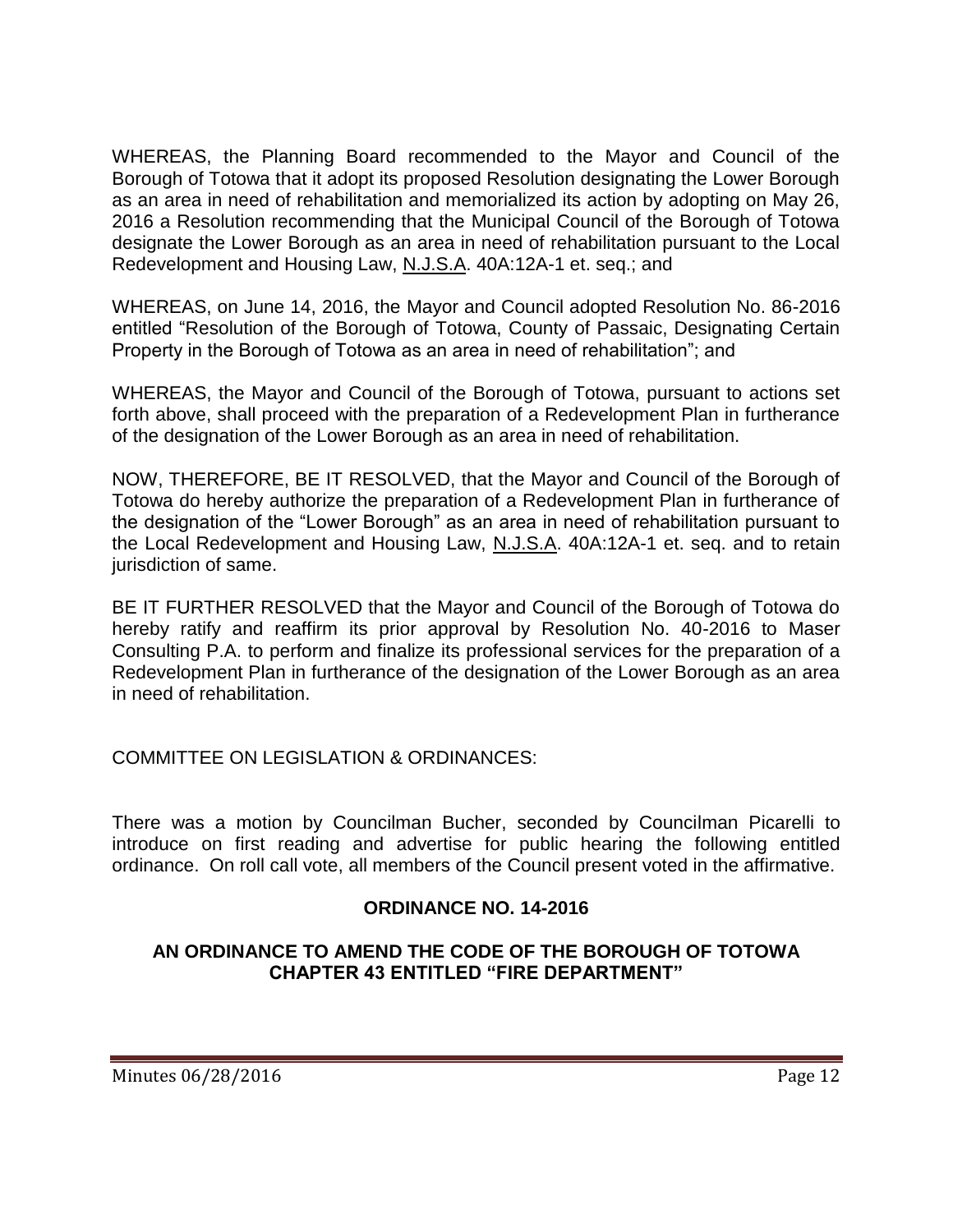WHEREAS, the Planning Board recommended to the Mayor and Council of the Borough of Totowa that it adopt its proposed Resolution designating the Lower Borough as an area in need of rehabilitation and memorialized its action by adopting on May 26, 2016 a Resolution recommending that the Municipal Council of the Borough of Totowa designate the Lower Borough as an area in need of rehabilitation pursuant to the Local Redevelopment and Housing Law, N.J.S.A. 40A:12A-1 et. seq.; and

WHEREAS, on June 14, 2016, the Mayor and Council adopted Resolution No. 86-2016 entitled "Resolution of the Borough of Totowa, County of Passaic, Designating Certain Property in the Borough of Totowa as an area in need of rehabilitation"; and

WHEREAS, the Mayor and Council of the Borough of Totowa, pursuant to actions set forth above, shall proceed with the preparation of a Redevelopment Plan in furtherance of the designation of the Lower Borough as an area in need of rehabilitation.

NOW, THEREFORE, BE IT RESOLVED, that the Mayor and Council of the Borough of Totowa do hereby authorize the preparation of a Redevelopment Plan in furtherance of the designation of the "Lower Borough" as an area in need of rehabilitation pursuant to the Local Redevelopment and Housing Law, N.J.S.A. 40A:12A-1 et. seq. and to retain jurisdiction of same.

BE IT FURTHER RESOLVED that the Mayor and Council of the Borough of Totowa do hereby ratify and reaffirm its prior approval by Resolution No. 40-2016 to Maser Consulting P.A. to perform and finalize its professional services for the preparation of a Redevelopment Plan in furtherance of the designation of the Lower Borough as an area in need of rehabilitation.

COMMITTEE ON LEGISLATION & ORDINANCES:

There was a motion by Councilman Bucher, seconded by Councilman Picarelli to introduce on first reading and advertise for public hearing the following entitled ordinance. On roll call vote, all members of the Council present voted in the affirmative.

**ORDINANCE NO. 14-2016**

**AN ORDINANCE TO AMEND THE CODE OF THE BOROUGH OF TOTOWA CHAPTER 43 ENTITLED "FIRE DEPARTMENT"**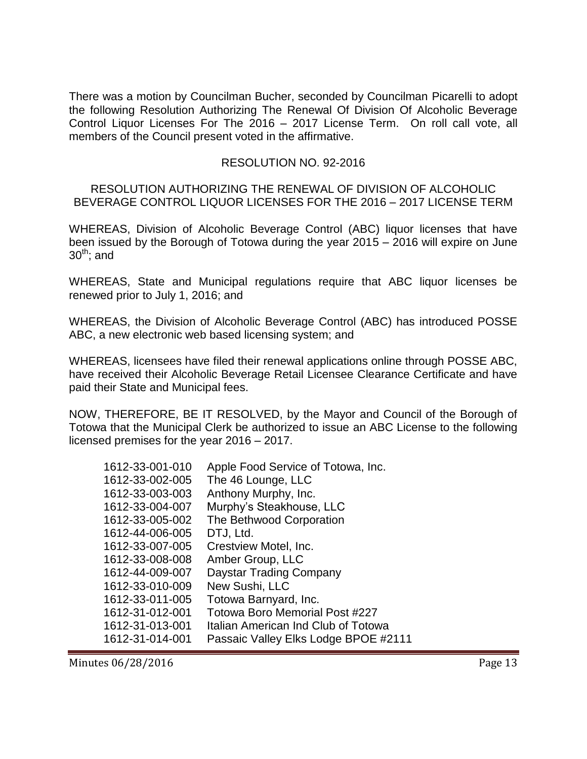There was a motion by Councilman Bucher, seconded by Councilman Picarelli to adopt the following Resolution Authorizing The Renewal Of Division Of Alcoholic Beverage Control Liquor Licenses For The 2016 – 2017 License Term. On roll call vote, all members of the Council present voted in the affirmative.

RESOLUTION NO. 92-2016

RESOLUTION AUTHORIZING THE RENEWAL OF DIVISION OF ALCOHOLIC BEVERAGE CONTROL LIQUOR LICENSES FOR THE 2016 – 2017 LICENSE TERM

WHEREAS, Division of Alcoholic Beverage Control (ABC) liquor licenses that have been issued by the Borough of Totowa during the year 2015 – 2016 will expire on June 30th; and

WHEREAS, State and Municipal regulations require that ABC liquor licenses be renewed prior to July 1, 2016; and

WHEREAS, the Division of Alcoholic Beverage Control (ABC) has introduced POSSE ABC, a new electronic web based licensing system; and

WHEREAS, licensees have filed their renewal applications online through POSSE ABC, have received their Alcoholic Beverage Retail Licensee Clearance Certificate and have paid their State and Municipal fees.

NOW, THEREFORE, BE IT RESOLVED, by the Mayor and Council of the Borough of Totowa that the Municipal Clerk be authorized to issue an ABC License to the following licensed premises for the year 2016 – 2017.

| | |
|---|---|
| 1612-33-001-010 | Apple Food Service of Totowa, Inc. |
| 1612-33-002-005 | The 46 Lounge, LLC |
| 1612-33-003-003 | Anthony Murphy, Inc. |
| 1612-33-004-007 | Murphy's Steakhouse, LLC |
| 1612-33-005-002 | The Bethwood Corporation |
| 1612-44-006-005 | DTJ, Ltd. |
| 1612-33-007-005 | Crestview Motel, Inc. |
| 1612-33-008-008 | Amber Group, LLC |
| 1612-44-009-007 | Daystar Trading Company |
| 1612-33-010-009 | New Sushi, LLC |
| 1612-33-011-005 | Totowa Barnyard, Inc. |
| 1612-31-012-001 | Totowa Boro Memorial Post #227 |
| 1612-31-013-001 | Italian American Ind Club of Totowa |
| 1612-31-014-001 | Passaic Valley Elks Lodge BPOE #2111 |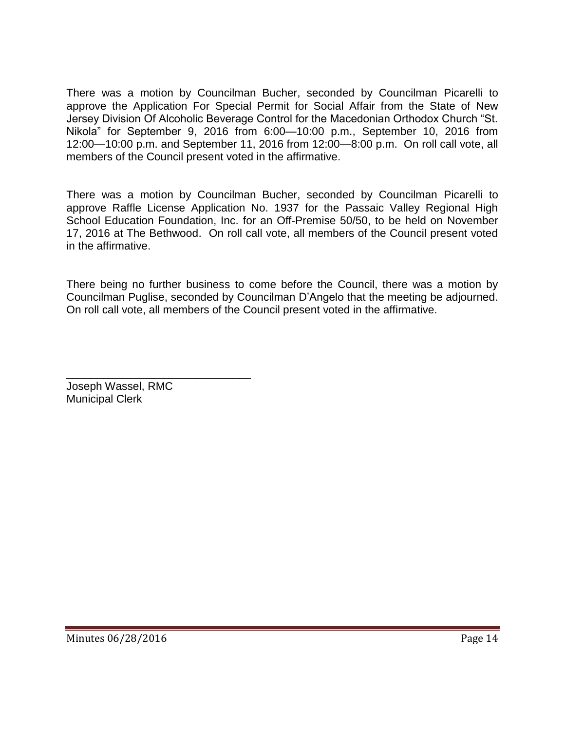There was a motion by Councilman Bucher, seconded by Councilman Picarelli to approve the Application For Special Permit for Social Affair from the State of New Jersey Division Of Alcoholic Beverage Control for the Macedonian Orthodox Church "St. Nikola" for September 9, 2016 from 6:00—10:00 p.m., September 10, 2016 from 12:00—10:00 p.m. and September 11, 2016 from 12:00—8:00 p.m. On roll call vote, all members of the Council present voted in the affirmative.

There was a motion by Councilman Bucher, seconded by Councilman Picarelli to approve Raffle License Application No. 1937 for the Passaic Valley Regional High School Education Foundation, Inc. for an Off-Premise 50/50, to be held on November 17, 2016 at The Bethwood. On roll call vote, all members of the Council present voted in the affirmative.

There being no further business to come before the Council, there was a motion by Councilman Puglise, seconded by Councilman D'Angelo that the meeting be adjourned. On roll call vote, all members of the Council present voted in the affirmative.

\_\_\_\_\_\_\_\_\_\_\_\_\_\_\_\_\_\_\_\_\_\_\_\_\_\_\_\_\_\_\_

Joseph Wassel, RMC
Municipal Clerk